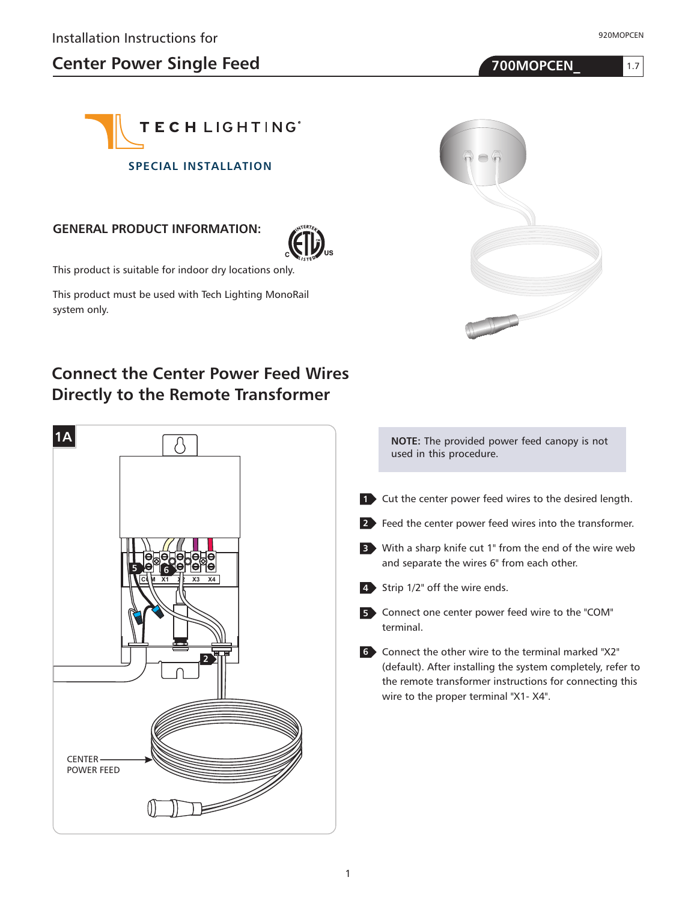Installation Instructions for

# Center Power Single Feed

**700MOPCEN_** 1.7

920MOPCEN

TECH LIGHTING

SPECIAL INSTALLATION

## GENERAL PRODUCT INFORMATION:

This product is suitable for indoor dry locations only.

This product must be used with Tech Lighting MonoRail system only.

## Connect the Center Power Feed Wires Directly to the Remote Transformer

1A

CENTER POWER FEED

**NOTE:** The provided power feed canopy is not used in this procedure.

1. Cut the center power feed wires to the desired length.
2. Feed the center power feed wires into the transformer.
3. With a sharp knife cut 1" from the end of the wire web and separate the wires 6" from each other.
4. Strip 1/2" off the wire ends.
5. Connect one center power feed wire to the "COM" terminal.
6. Connect the other wire to the terminal marked "X2" (default). After installing the system completely, refer to the remote transformer instructions for connecting this wire to the proper terminal "X1- X4".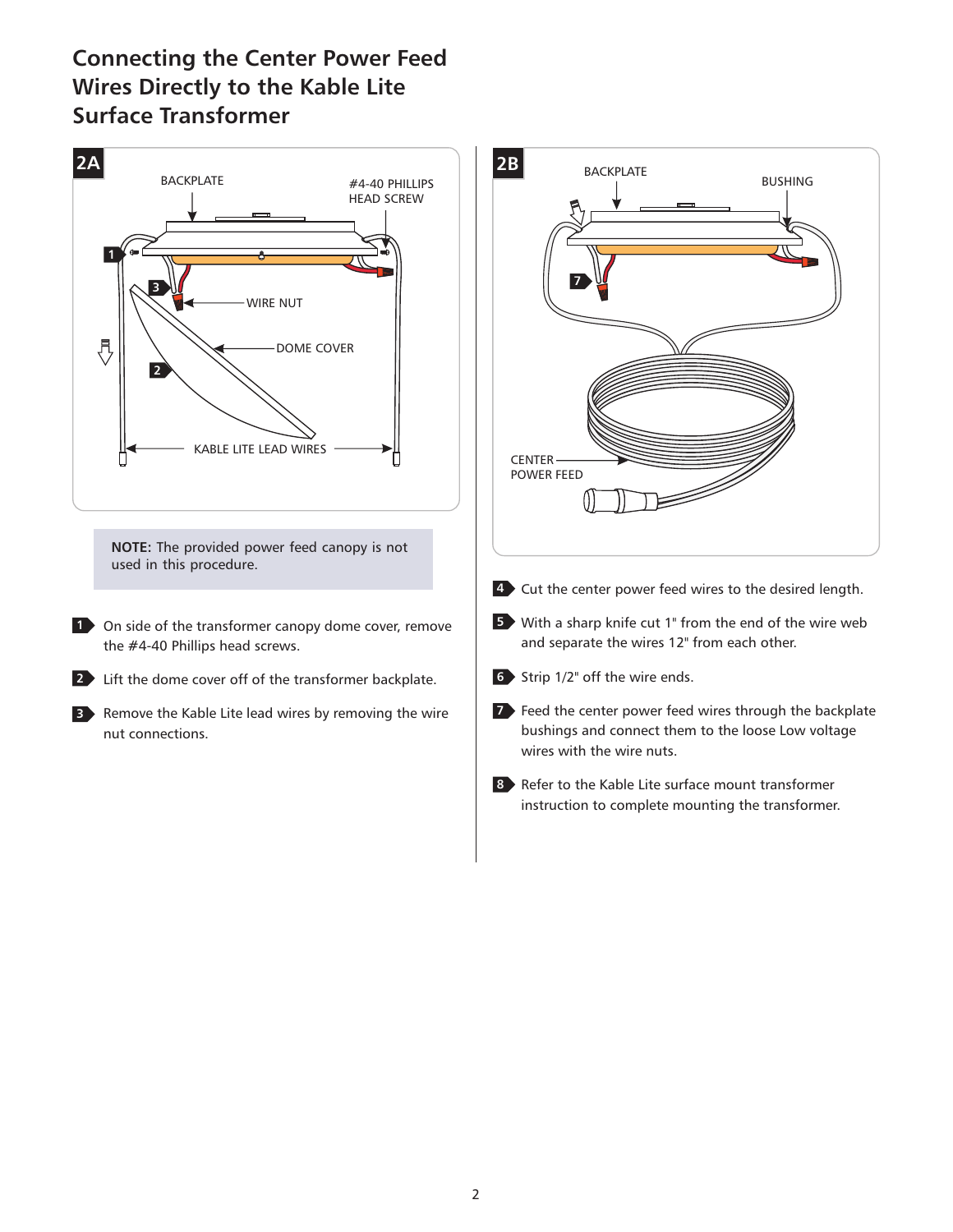# Connecting the Center Power Feed Wires Directly to the Kable Lite Surface Transformer

**2A**

BACKPLATE

#4-40 PHILLIPS HEAD SCREW

WIRE NUT

DOME COVER

KABLE LITE LEAD WIRES

**NOTE:** The provided power feed canopy is not used in this procedure.

1. On side of the transformer canopy dome cover, remove the #4-40 Phillips head screws.
2. Lift the dome cover off of the transformer backplate.
3. Remove the Kable Lite lead wires by removing the wire nut connections.

**2B**

BACKPLATE

BUSHING

CENTER POWER FEED

4. Cut the center power feed wires to the desired length.
5. With a sharp knife cut 1" from the end of the wire web and separate the wires 12" from each other.
6. Strip 1/2" off the wire ends.
7. Feed the center power feed wires through the backplate bushings and connect them to the loose Low voltage wires with the wire nuts.
8. Refer to the Kable Lite surface mount transformer instruction to complete mounting the transformer.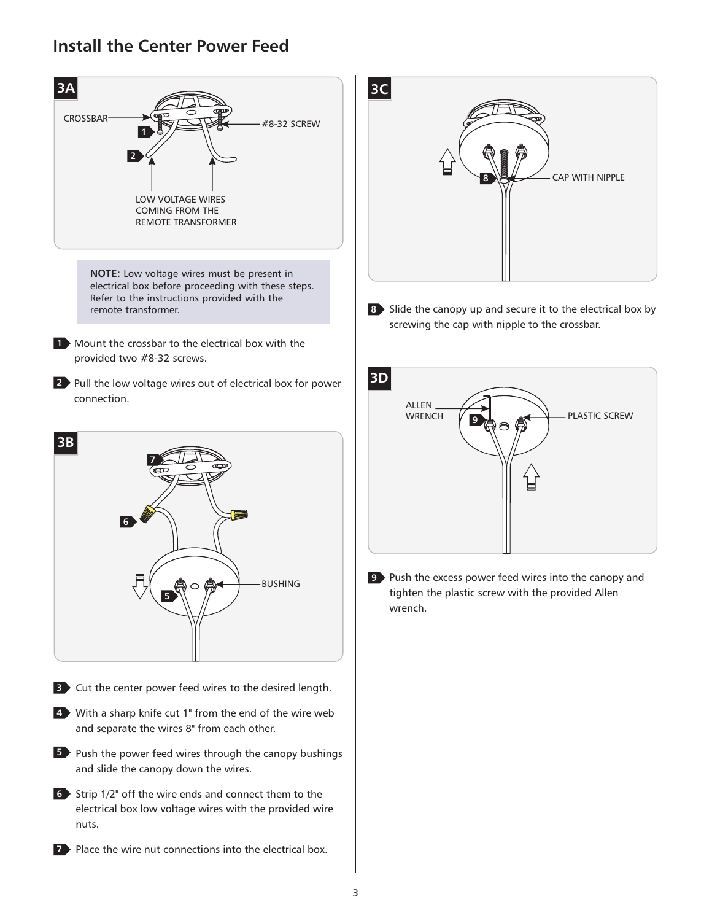# Install the Center Power Feed

**3A**

CROSSBAR

\#8-32 SCREW

LOW VOLTAGE WIRES COMING FROM THE REMOTE TRANSFORMER

**NOTE:** Low voltage wires must be present in electrical box before proceeding with these steps. Refer to the instructions provided with the remote transformer.

1. Mount the crossbar to the electrical box with the provided two #8-32 screws.
2. Pull the low voltage wires out of electrical box for power connection.

**3B**

BUSHING

3. Cut the center power feed wires to the desired length.
4. With a sharp knife cut 1" from the end of the wire web and separate the wires 8" from each other.
5. Push the power feed wires through the canopy bushings and slide the canopy down the wires.
6. Strip 1/2" off the wire ends and connect them to the electrical box low voltage wires with the provided wire nuts.
7. Place the wire nut connections into the electrical box.

**3C**

CAP WITH NIPPLE

8. Slide the canopy up and secure it to the electrical box by screwing the cap with nipple to the crossbar.

**3D**

ALLEN WRENCH

PLASTIC SCREW

9. Push the excess power feed wires into the canopy and tighten the plastic screw with the provided Allen wrench.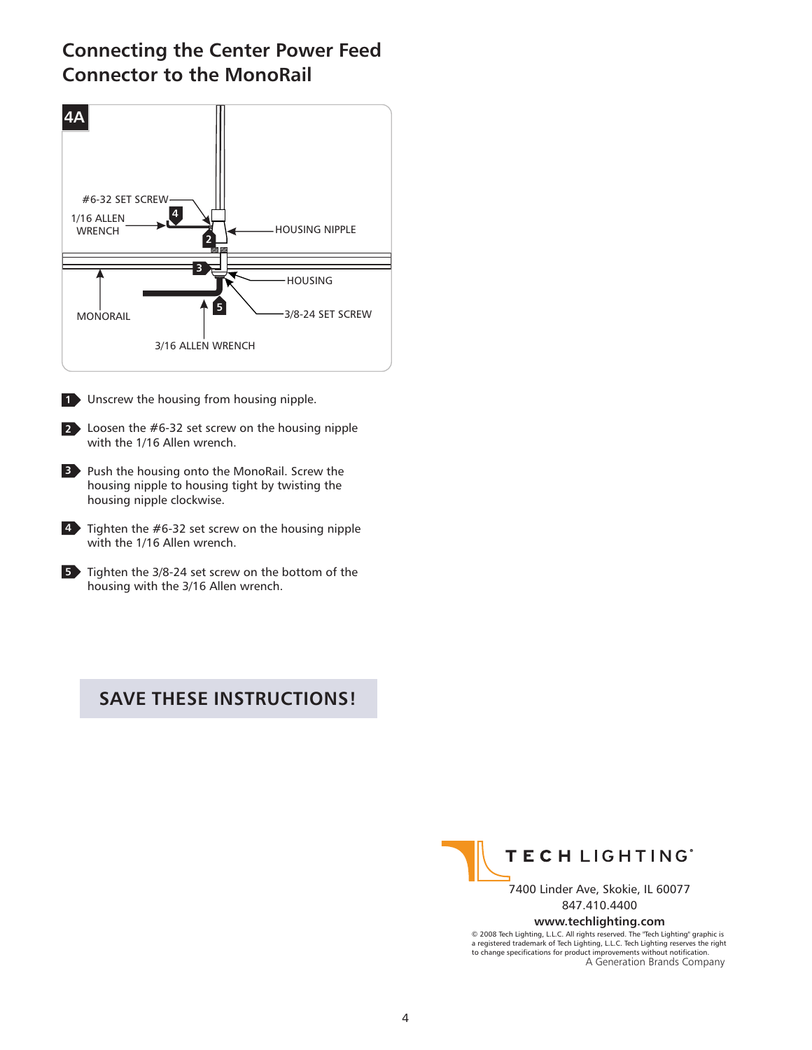## Connecting the Center Power Feed Connector to the MonoRail

4A

#6-32 SET SCREW
1/16 ALLEN WRENCH
HOUSING NIPPLE
HOUSING
MONORAIL
3/8-24 SET SCREW
3/16 ALLEN WRENCH

1. Unscrew the housing from housing nipple.
2. Loosen the #6-32 set screw on the housing nipple with the 1/16 Allen wrench.
3. Push the housing onto the MonoRail. Screw the housing nipple to housing tight by twisting the housing nipple clockwise.
4. Tighten the #6-32 set screw on the housing nipple with the 1/16 Allen wrench.
5. Tighten the 3/8-24 set screw on the bottom of the housing with the 3/16 Allen wrench.

**SAVE THESE INSTRUCTIONS!**

TECH LIGHTING®

7400 Linder Ave, Skokie, IL 60077

847.410.4400

**www.techlighting.com**

© 2008 Tech Lighting, L.L.C. All rights reserved. The "Tech Lighting" graphic is a registered trademark of Tech Lighting, L.L.C. Tech Lighting reserves the right to change specifications for product improvements without notification.

A Generation Brands Company